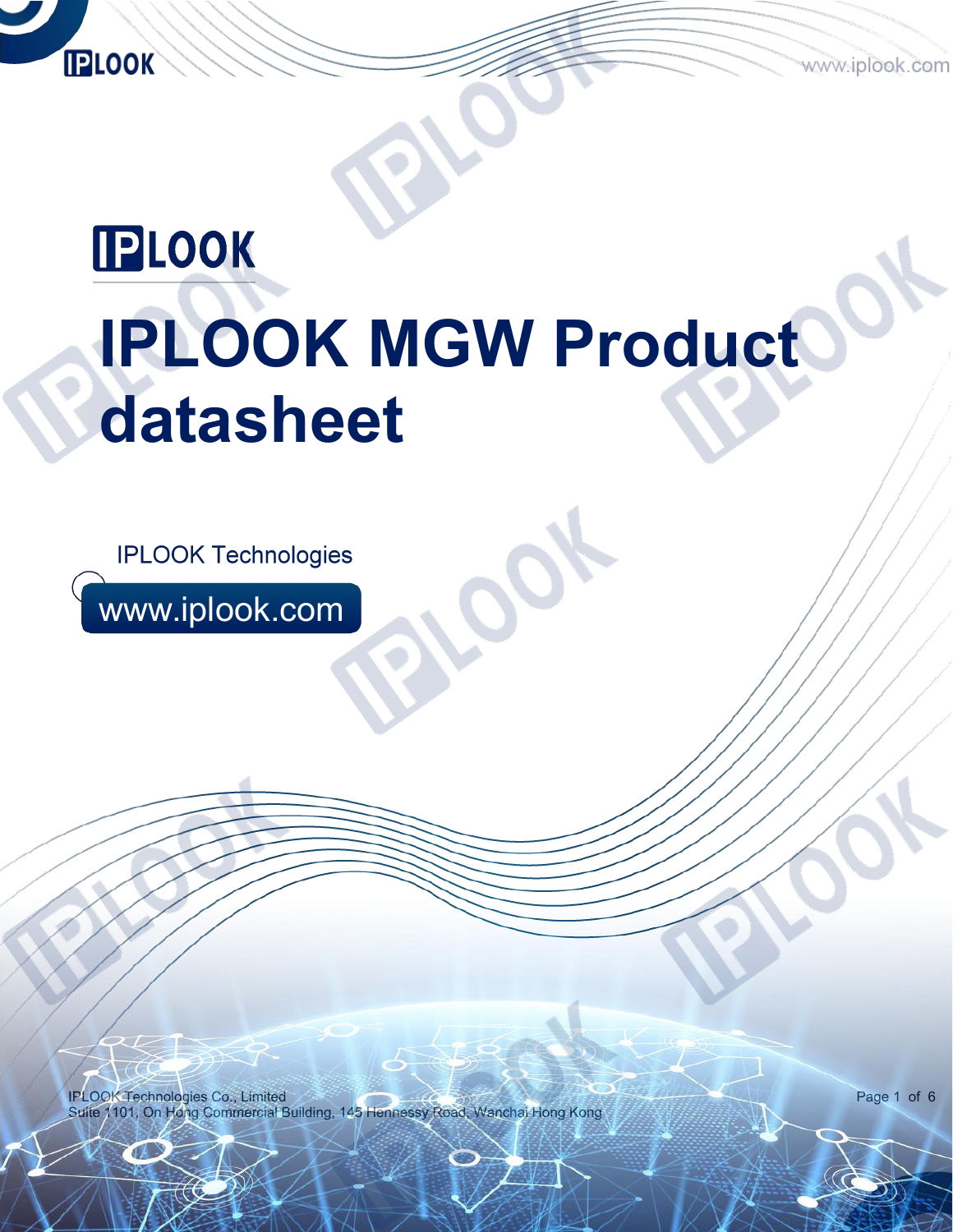IPLOOK

# IPLOOK MGW Product datasheet

IPLOOK Technologies

www.iplook.com

IPLOOK Technologies Co., Limited
Suite 1101, On Hong Commercial Building, 145 Hennessy Road, Wanchai Hong Kong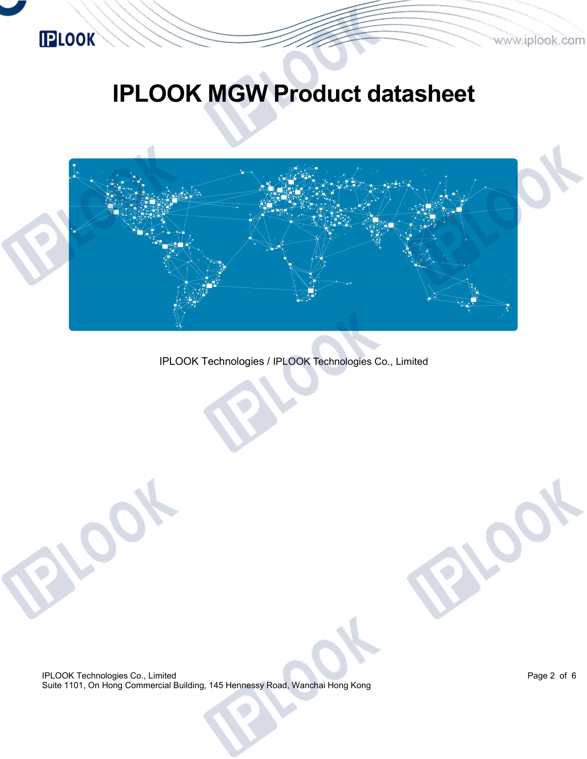# IPLOOK MGW Product datasheet

IPLOOK Technologies / IPLOOK Technologies Co., Limited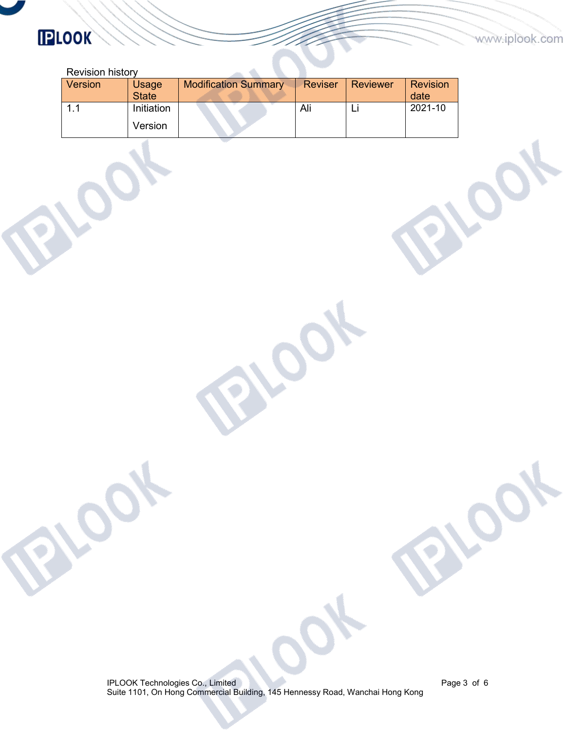Revision history

| Version | Usage State | Modification Summary | Reviser | Reviewer | Revision date |
|---|---|---|---|---|---|
| 1.1 | Initiation Version | | Ali | Li | 2021-10 |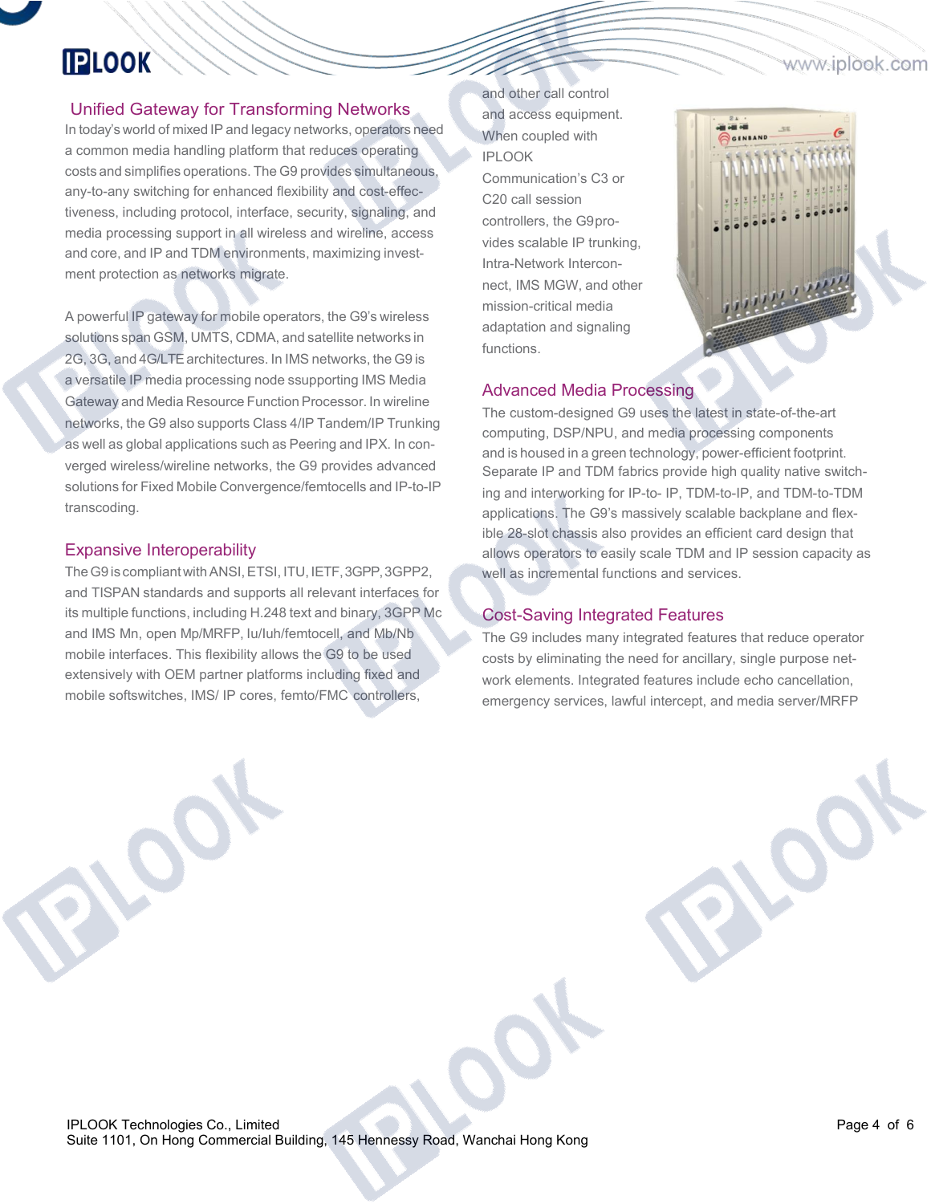## Unified Gateway for Transforming Networks

In today's world of mixed IP and legacy networks, operators need a common media handling platform that reduces operating costs and simplifies operations. The G9 provides simultaneous, any-to-any switching for enhanced flexibility and cost-effectiveness, including protocol, interface, security, signaling, and media processing support in all wireless and wireline, access and core, and IP and TDM environments, maximizing investment protection as networks migrate.

A powerful IP gateway for mobile operators, the G9's wireless solutions span GSM, UMTS, CDMA, and satellite networks in 2G, 3G, and 4G/LTE architectures. In IMS networks, the G9 is a versatile IP media processing node ssupporting IMS Media Gateway and Media Resource Function Processor. In wireline networks, the G9 also supports Class 4/IP Tandem/IP Trunking as well as global applications such as Peering and IPX. In converged wireless/wireline networks, the G9 provides advanced solutions for Fixed Mobile Convergence/femtocells and IP-to-IP transcoding.

## Expansive Interoperability

The G9 is compliant with ANSI, ETSI, ITU, IETF, 3GPP, 3GPP2, and TISPAN standards and supports all relevant interfaces for its multiple functions, including H.248 text and binary, 3GPP Mc and IMS Mn, open Mp/MRFP, Iu/Iuh/femtocell, and Mb/Nb mobile interfaces. This flexibility allows the G9 to be used extensively with OEM partner platforms including fixed and mobile softswitches, IMS/ IP cores, femto/FMC controllers, and other call control and access equipment. When coupled with IPLOOK Communication's C3 or C20 call session controllers, the G9 provides scalable IP trunking, Intra-Network Interconnect, IMS MGW, and other mission-critical media adaptation and signaling functions.

## Advanced Media Processing

The custom-designed G9 uses the latest in state-of-the-art computing, DSP/NPU, and media processing components and is housed in a green technology, power-efficient footprint. Separate IP and TDM fabrics provide high quality native switching and interworking for IP-to- IP, TDM-to-IP, and TDM-to-TDM applications. The G9's massively scalable backplane and flexible 28-slot chassis also provides an efficient card design that allows operators to easily scale TDM and IP session capacity as well as incremental functions and services.

## Cost-Saving Integrated Features

The G9 includes many integrated features that reduce operator costs by eliminating the need for ancillary, single purpose network elements. Integrated features include echo cancellation, emergency services, lawful intercept, and media server/MRFP

IPLOOK Technologies Co., Limited
Suite 1101, On Hong Commercial Building, 145 Hennessy Road, Wanchai Hong Kong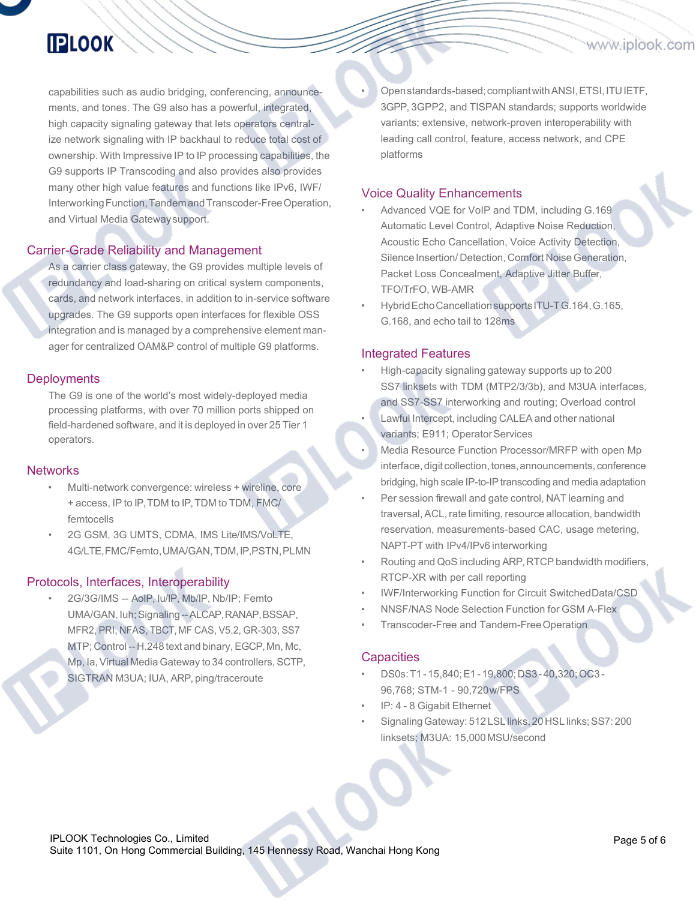capabilities such as audio bridging, conferencing, announcements, and tones. The G9 also has a powerful, integrated, high capacity signaling gateway that lets operators centralize network signaling with IP backhaul to reduce total cost of ownership. With Impressive IP to IP processing capabilities, the G9 supports IP Transcoding and also provides also provides many other high value features and functions like IPv6, IWF/ Interworking Function, Tandem and Transcoder-Free Operation, and Virtual Media Gateway support.

## Carrier-Grade Reliability and Management

As a carrier class gateway, the G9 provides multiple levels of redundancy and load-sharing on critical system components, cards, and network interfaces, in addition to in-service software upgrades. The G9 supports open interfaces for flexible OSS integration and is managed by a comprehensive element manager for centralized OAM&P control of multiple G9 platforms.

## Deployments

The G9 is one of the world's most widely-deployed media processing platforms, with over 70 million ports shipped on field-hardened software, and it is deployed in over 25 Tier 1 operators.

## Networks

- Multi-network convergence: wireless + wireline, core + access, IP to IP, TDM to IP, TDM to TDM, FMC/ femtocells
- 2G GSM, 3G UMTS, CDMA, IMS Lite/IMS/VoLTE, 4G/LTE, FMC/Femto, UMA/GAN, TDM, IP, PSTN, PLMN

## Protocols, Interfaces, Interoperability

- 2G/3G/IMS -- AoIP, Iu/IP, Mb/IP, Nb/IP; Femto UMA/GAN, Iuh; Signaling -- ALCAP, RANAP, BSSAP, MFR2, PRI, NFAS, TBCT, MF CAS, V5.2, GR-303, SS7 MTP; Control -- H.248 text and binary, EGCP, Mn, Mc, Mp, Ia, Virtual Media Gateway to 34 controllers, SCTP, SIGTRAN M3UA; IUA, ARP, ping/traceroute
- Open standards-based; compliant with ANSI, ETSI, ITU IETF, 3GPP, 3GPP2, and TISPAN standards; supports worldwide variants; extensive, network-proven interoperability with leading call control, feature, access network, and CPE platforms

## Voice Quality Enhancements

- Advanced VQE for VoIP and TDM, including G.169 Automatic Level Control, Adaptive Noise Reduction, Acoustic Echo Cancellation, Voice Activity Detection, Silence Insertion/ Detection, Comfort Noise Generation, Packet Loss Concealment, Adaptive Jitter Buffer, TFO/TrFO, WB-AMR
- Hybrid Echo Cancellation supports ITU-T G.164, G.165, G.168, and echo tail to 128ms

## Integrated Features

- High-capacity signaling gateway supports up to 200 SS7 linksets with TDM (MTP2/3/3b), and M3UA interfaces, and SS7-SS7 interworking and routing; Overload control
- Lawful Intercept, including CALEA and other national variants; E911; Operator Services
- Media Resource Function Processor/MRFP with open Mp interface, digit collection, tones, announcements, conference bridging, high scale IP-to-IP transcoding and media adaptation
- Per session firewall and gate control, NAT learning and traversal, ACL, rate limiting, resource allocation, bandwidth reservation, measurements-based CAC, usage metering, NAPT-PT with IPv4/IPv6 interworking
- Routing and QoS including ARP, RTCP bandwidth modifiers, RTCP-XR with per call reporting
- IWF/Interworking Function for Circuit Switched Data/CSD
- NNSF/NAS Node Selection Function for GSM A-Flex
- Transcoder-Free and Tandem-Free Operation

## Capacities

- DS0s: T1 - 15,840; E1 - 19,800; DS3 - 40,320; OC3 - 96,768; STM-1 - 90,720w/FPS
- IP: 4 - 8 Gigabit Ethernet
- Signaling Gateway: 512 LSL links, 20 HSL links; SS7: 200 linksets; M3UA: 15,000 MSU/second

IPLOOK Technologies Co., Limited
Suite 1101, On Hong Commercial Building, 145 Hennessy Road, Wanchai Hong Kong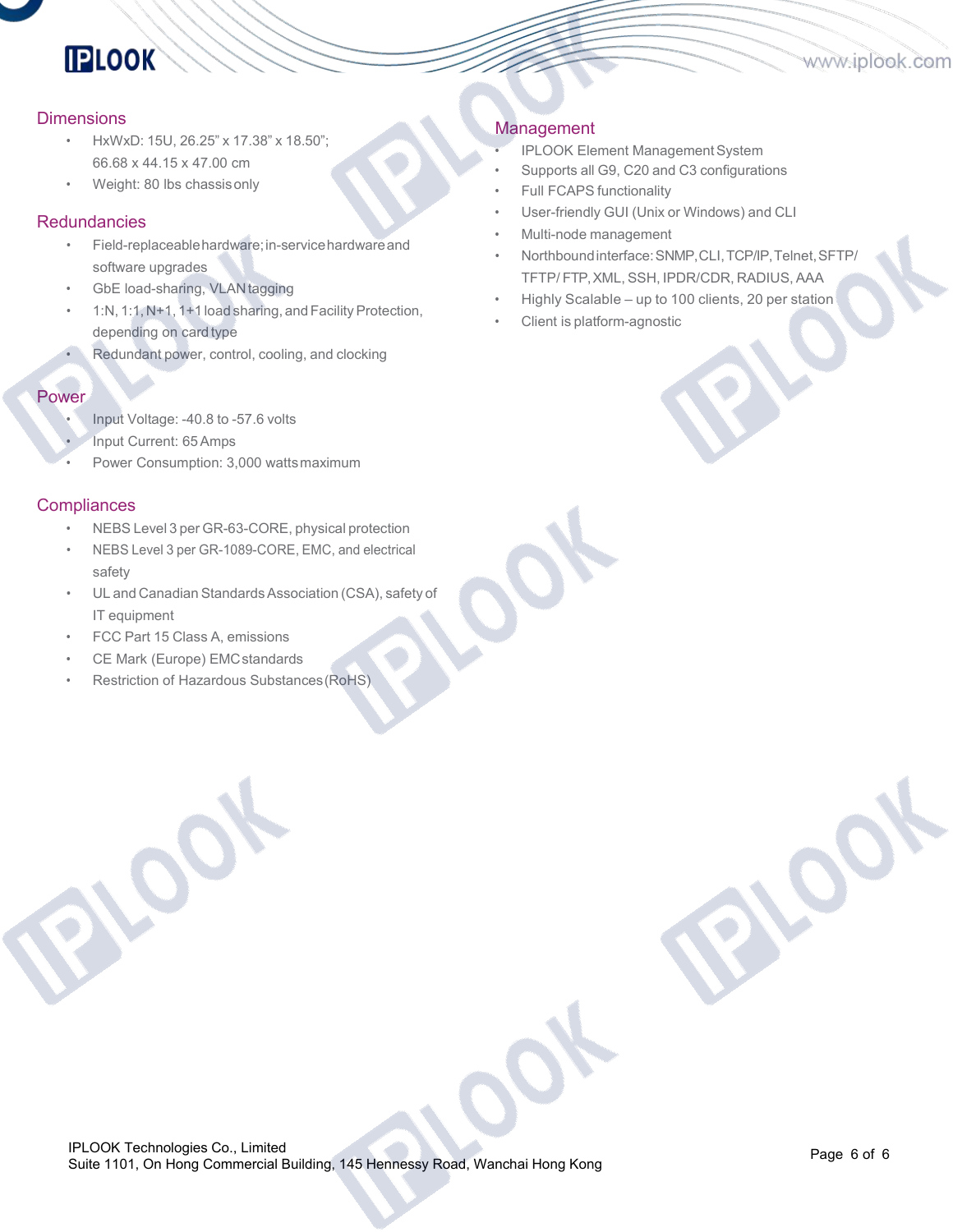## Dimensions

- HxWxD: 15U, 26.25" x 17.38" x 18.50"; 66.68 x 44.15 x 47.00 cm
- Weight: 80 lbs chassis only

## Redundancies

- Field-replaceable hardware; in-service hardware and software upgrades
- GbE load-sharing, VLAN tagging
- 1:N, 1:1, N+1, 1+1 load sharing, and Facility Protection, depending on card type
- Redundant power, control, cooling, and clocking

## Power

- Input Voltage: -40.8 to -57.6 volts
- Input Current: 65 Amps
- Power Consumption: 3,000 watts maximum

## Compliances

- NEBS Level 3 per GR-63-CORE, physical protection
- NEBS Level 3 per GR-1089-CORE, EMC, and electrical safety
- UL and Canadian Standards Association (CSA), safety of IT equipment
- FCC Part 15 Class A, emissions
- CE Mark (Europe) EMC standards
- Restriction of Hazardous Substances (RoHS)

## Management

- IPLOOK Element Management System
- Supports all G9, C20 and C3 configurations
- Full FCAPS functionality
- User-friendly GUI (Unix or Windows) and CLI
- Multi-node management
- Northbound interface: SNMP, CLI, TCP/IP, Telnet, SFTP/ TFTP/ FTP, XML, SSH, IPDR/CDR, RADIUS, AAA
- Highly Scalable – up to 100 clients, 20 per station
- Client is platform-agnostic

IPLOOK Technologies Co., Limited
Suite 1101, On Hong Commercial Building, 145 Hennessy Road, Wanchai Hong Kong